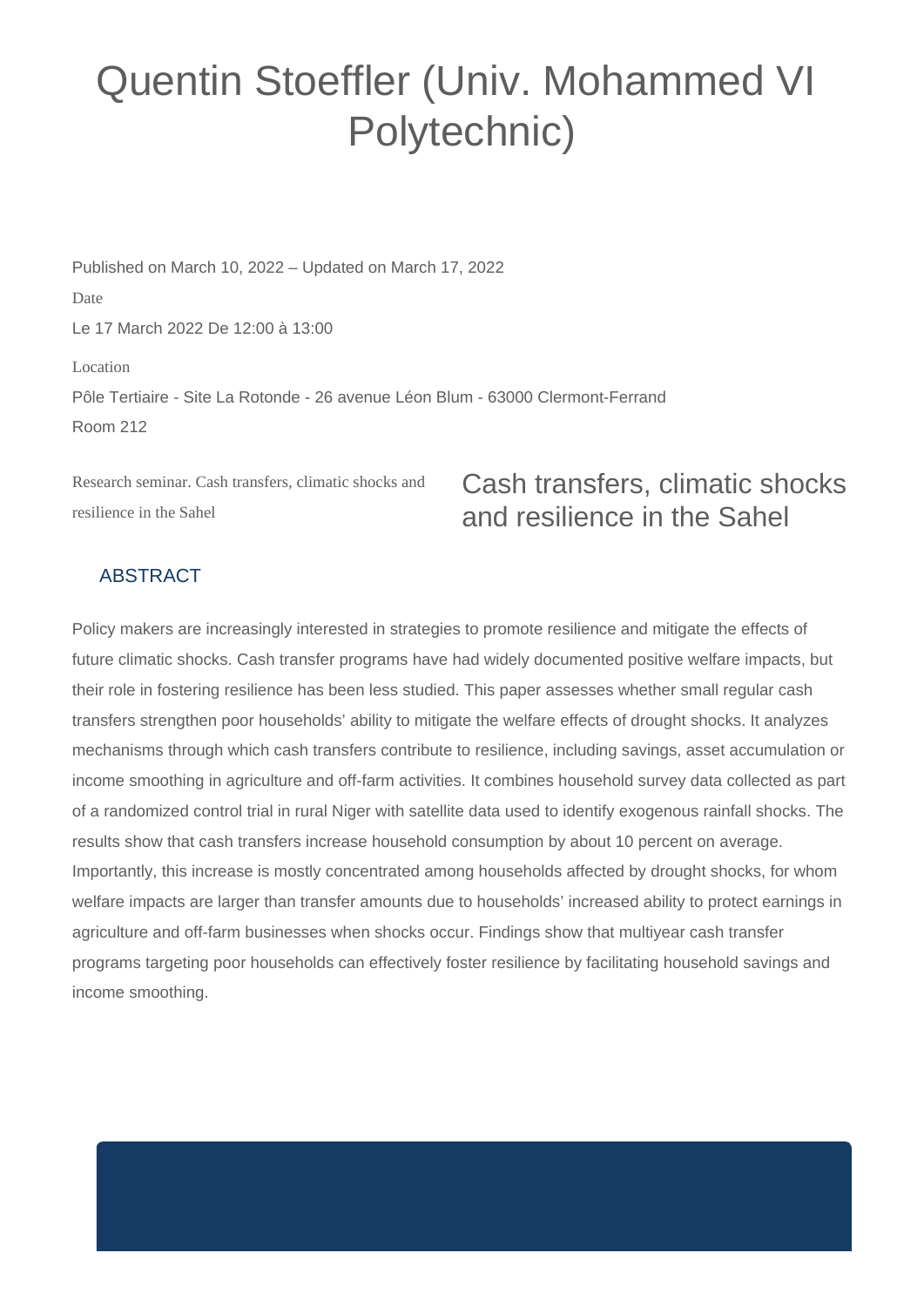# Quentin Stoeffler (Univ. Mohammed VI Polytechnic)

Published on March 10, 2022 – Updated on March 17, 2022

Date

Le 17 March 2022 De 12:00 à 13:00

Location

Pôle Tertiaire - Site La Rotonde - 26 avenue Léon Blum - 63000 Clermont-Ferrand

Room 212

Research seminar. Cash transfers, climatic shocks and resilience in the Sahel

## Cash transfers, climatic shocks and resilience in the Sahel

### ABSTRACT

Policy makers are increasingly interested in strategies to promote resilience and mitigate the effects of future climatic shocks. Cash transfer programs have had widely documented positive welfare impacts, but their role in fostering resilience has been less studied. This paper assesses whether small regular cash transfers strengthen poor households' ability to mitigate the welfare effects of drought shocks. It analyzes mechanisms through which cash transfers contribute to resilience, including savings, asset accumulation or income smoothing in agriculture and off-farm activities. It combines household survey data collected as part of a randomized control trial in rural Niger with satellite data used to identify exogenous rainfall shocks. The results show that cash transfers increase household consumption by about 10 percent on average. Importantly, this increase is mostly concentrated among households affected by drought shocks, for whom welfare impacts are larger than transfer amounts due to households' increased ability to protect earnings in agriculture and off-farm businesses when shocks occur. Findings show that multiyear cash transfer programs targeting poor households can effectively foster resilience by facilitating household savings and income smoothing.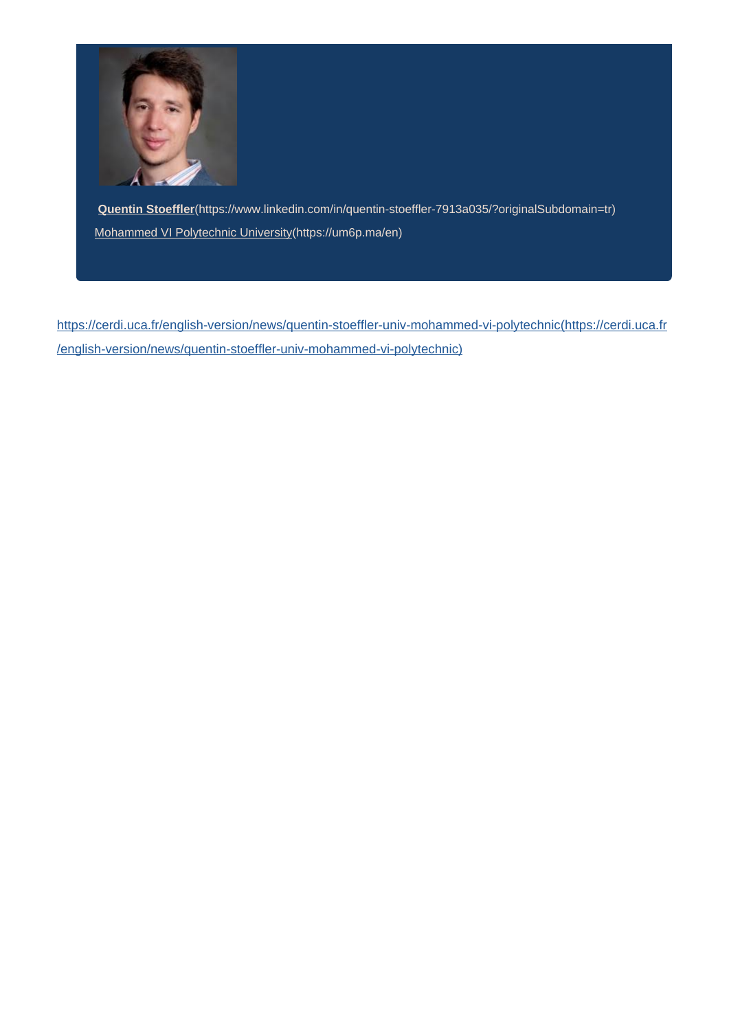**Quentin Stoeffler**(https://www.linkedin.com/in/quentin-stoeffler-7913a035/?originalSubdomain=tr)

Mohammed VI Polytechnic University(https://um6p.ma/en)

https://cerdi.uca.fr/english-version/news/quentin-stoeffler-univ-mohammed-vi-polytechnic(https://cerdi.uca.fr/english-version/news/quentin-stoeffler-univ-mohammed-vi-polytechnic)